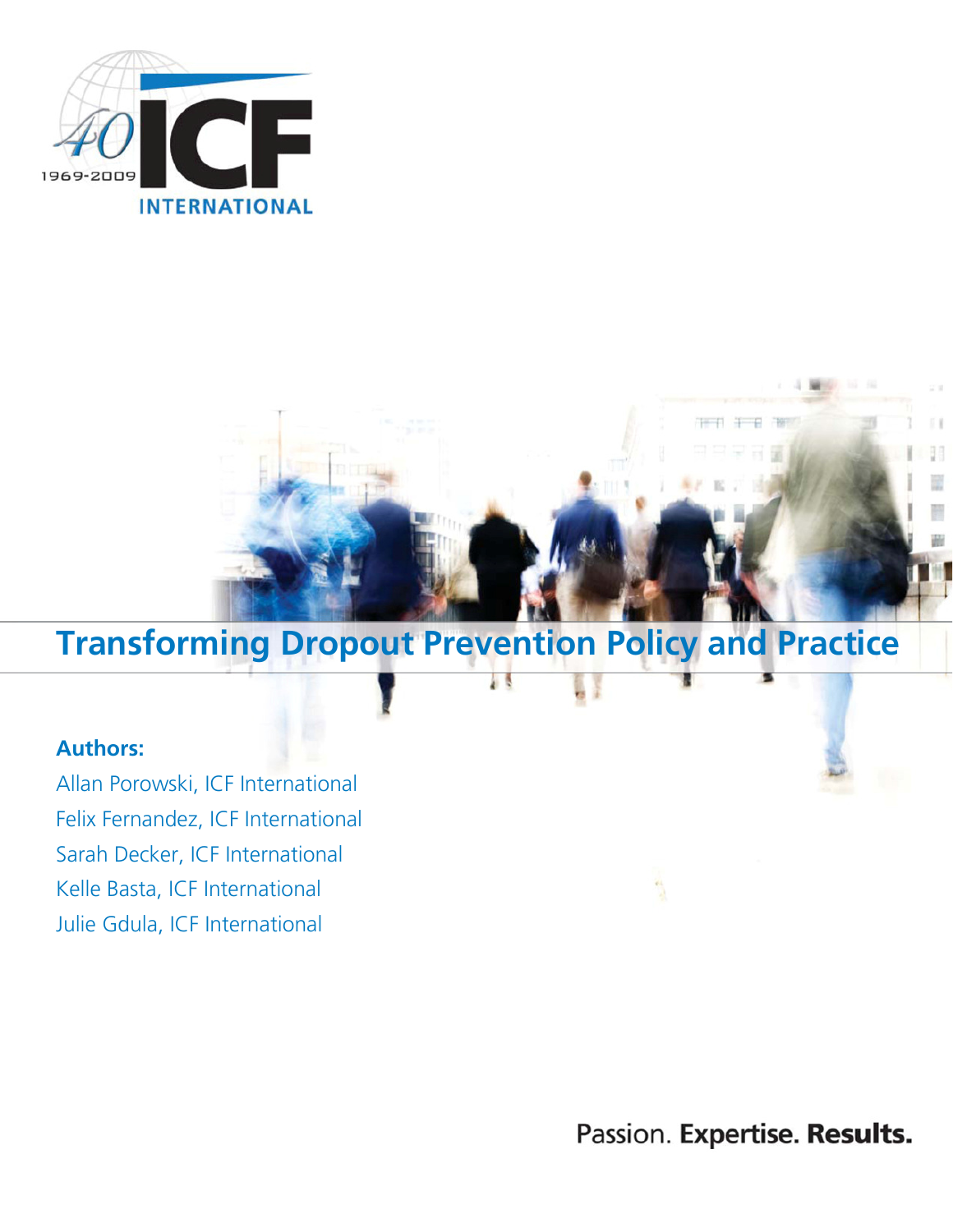# Transforming Dropout Prevention Policy and Practice

**Authors:**

Allan Porowski, ICF International

Felix Fernandez, ICF International

Sarah Decker, ICF International

Kelle Basta, ICF International

Julie Gdula, ICF International

Passion. **Expertise. Results.**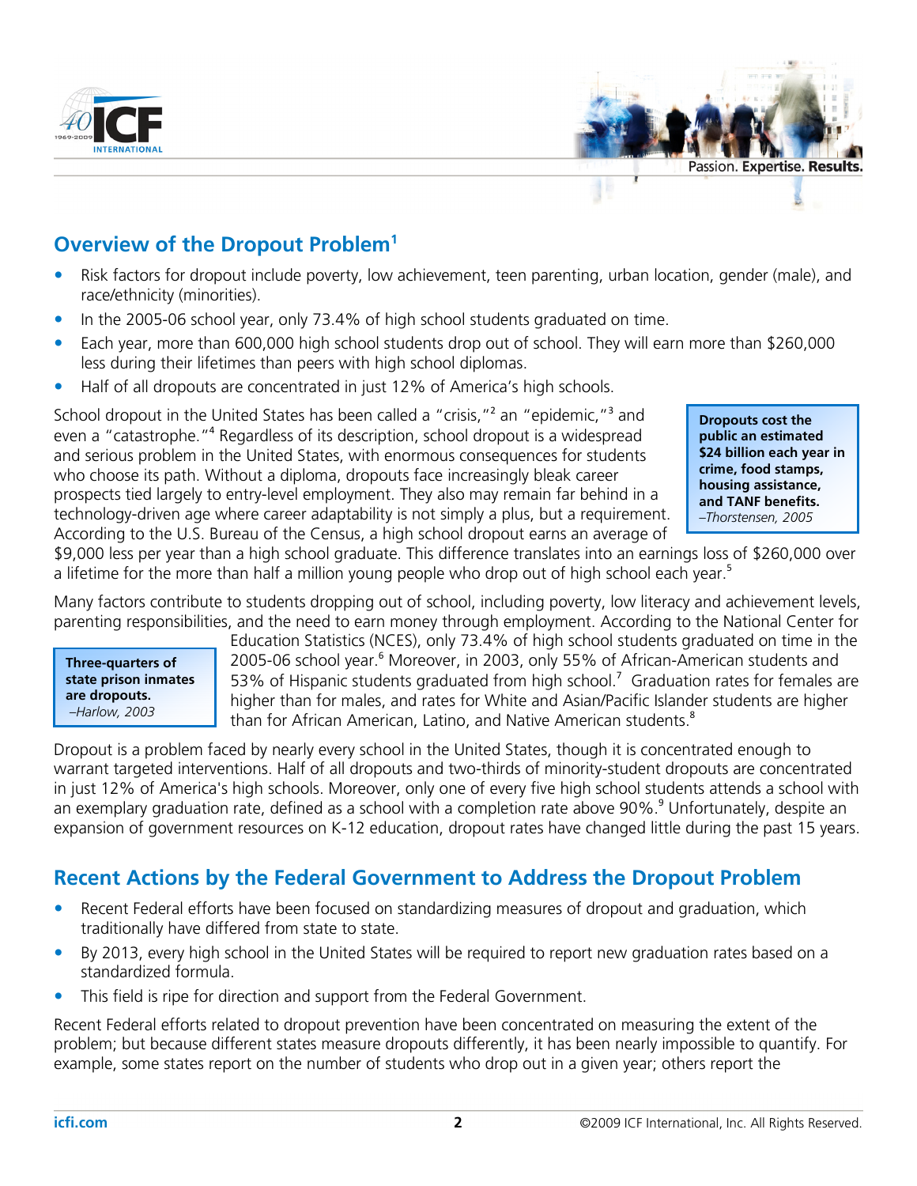## Overview of the Dropout Problem[1]

- Risk factors for dropout include poverty, low achievement, teen parenting, urban location, gender (male), and race/ethnicity (minorities).
- In the 2005-06 school year, only 73.4% of high school students graduated on time.
- Each year, more than 600,000 high school students drop out of school. They will earn more than $260,000 less during their lifetimes than peers with high school diplomas.
- Half of all dropouts are concentrated in just 12% of America's high schools.

School dropout in the United States has been called a "crisis,"[2] an "epidemic,"[3] and even a "catastrophe."[4] Regardless of its description, school dropout is a widespread and serious problem in the United States, with enormous consequences for students who choose its path. Without a diploma, dropouts face increasingly bleak career prospects tied largely to entry-level employment. They also may remain far behind in a technology-driven age where career adaptability is not simply a plus, but a requirement. According to the U.S. Bureau of the Census, a high school dropout earns an average of $9,000 less per year than a high school graduate. This difference translates into an earnings loss of $260,000 over a lifetime for the more than half a million young people who drop out of high school each year.[5]

> **Dropouts cost the public an estimated $24 billion each year in crime, food stamps, housing assistance, and TANF benefits.**
> *–Thorstensen, 2005*

Many factors contribute to students dropping out of school, including poverty, low literacy and achievement levels, parenting responsibilities, and the need to earn money through employment. According to the National Center for Education Statistics (NCES), only 73.4% of high school students graduated on time in the 2005-06 school year.[6] Moreover, in 2003, only 55% of African-American students and 53% of Hispanic students graduated from high school.[7] Graduation rates for females are higher than for males, and rates for White and Asian/Pacific Islander students are higher than for African American, Latino, and Native American students.[8]

> **Three-quarters of state prison inmates are dropouts.**
> *–Harlow, 2003*

Dropout is a problem faced by nearly every school in the United States, though it is concentrated enough to warrant targeted interventions. Half of all dropouts and two-thirds of minority-student dropouts are concentrated in just 12% of America's high schools. Moreover, only one of every five high school students attends a school with an exemplary graduation rate, defined as a school with a completion rate above 90%.[9] Unfortunately, despite an expansion of government resources on K-12 education, dropout rates have changed little during the past 15 years.

## Recent Actions by the Federal Government to Address the Dropout Problem

- Recent Federal efforts have been focused on standardizing measures of dropout and graduation, which traditionally have differed from state to state.
- By 2013, every high school in the United States will be required to report new graduation rates based on a standardized formula.
- This field is ripe for direction and support from the Federal Government.

Recent Federal efforts related to dropout prevention have been concentrated on measuring the extent of the problem; but because different states measure dropouts differently, it has been nearly impossible to quantify. For example, some states report on the number of students who drop out in a given year; others report the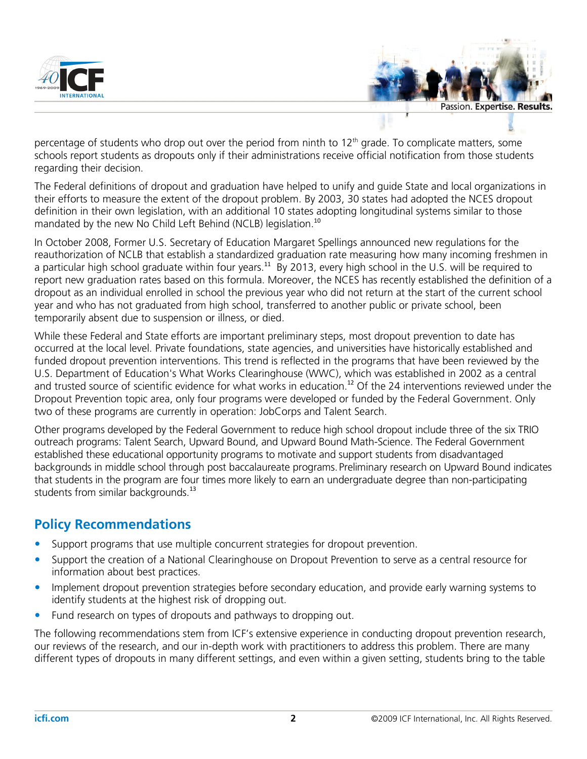percentage of students who drop out over the period from ninth to 12th grade. To complicate matters, some schools report students as dropouts only if their administrations receive official notification from those students regarding their decision.

The Federal definitions of dropout and graduation have helped to unify and guide State and local organizations in their efforts to measure the extent of the dropout problem. By 2003, 30 states had adopted the NCES dropout definition in their own legislation, with an additional 10 states adopting longitudinal systems similar to those mandated by the new No Child Left Behind (NCLB) legislation.[10]

In October 2008, Former U.S. Secretary of Education Margaret Spellings announced new regulations for the reauthorization of NCLB that establish a standardized graduation rate measuring how many incoming freshmen in a particular high school graduate within four years.[11] By 2013, every high school in the U.S. will be required to report new graduation rates based on this formula. Moreover, the NCES has recently established the definition of a dropout as an individual enrolled in school the previous year who did not return at the start of the current school year and who has not graduated from high school, transferred to another public or private school, been temporarily absent due to suspension or illness, or died.

While these Federal and State efforts are important preliminary steps, most dropout prevention to date has occurred at the local level. Private foundations, state agencies, and universities have historically established and funded dropout prevention interventions. This trend is reflected in the programs that have been reviewed by the U.S. Department of Education's What Works Clearinghouse (WWC), which was established in 2002 as a central and trusted source of scientific evidence for what works in education.[12] Of the 24 interventions reviewed under the Dropout Prevention topic area, only four programs were developed or funded by the Federal Government. Only two of these programs are currently in operation: JobCorps and Talent Search.

Other programs developed by the Federal Government to reduce high school dropout include three of the six TRIO outreach programs: Talent Search, Upward Bound, and Upward Bound Math-Science. The Federal Government established these educational opportunity programs to motivate and support students from disadvantaged backgrounds in middle school through post baccalaureate programs. Preliminary research on Upward Bound indicates that students in the program are four times more likely to earn an undergraduate degree than non-participating students from similar backgrounds.[13]

## Policy Recommendations

- Support programs that use multiple concurrent strategies for dropout prevention.
- Support the creation of a National Clearinghouse on Dropout Prevention to serve as a central resource for information about best practices.
- Implement dropout prevention strategies before secondary education, and provide early warning systems to identify students at the highest risk of dropping out.
- Fund research on types of dropouts and pathways to dropping out.

The following recommendations stem from ICF's extensive experience in conducting dropout prevention research, our reviews of the research, and our in-depth work with practitioners to address this problem. There are many different types of dropouts in many different settings, and even within a given setting, students bring to the table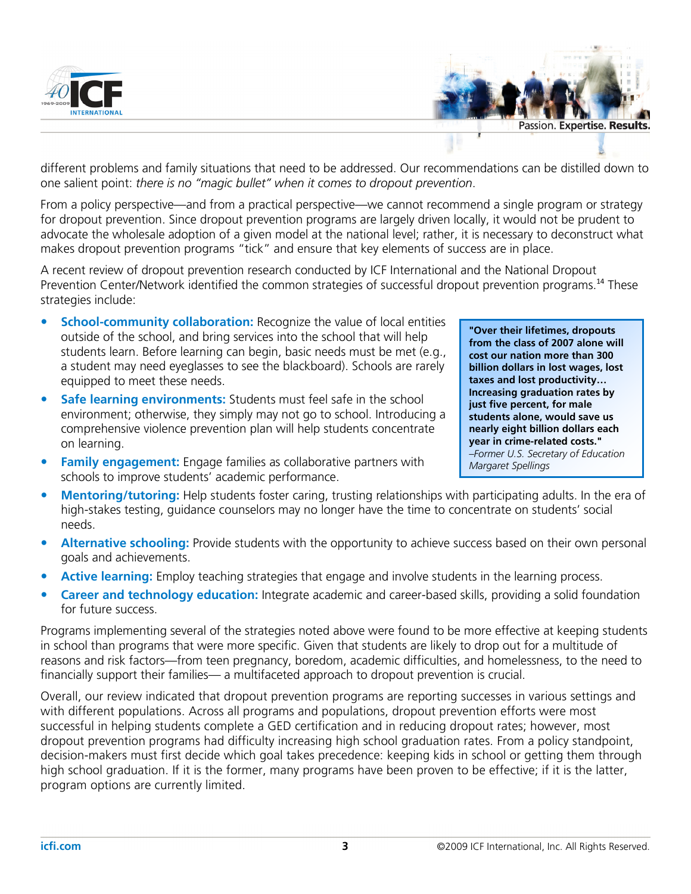different problems and family situations that need to be addressed. Our recommendations can be distilled down to one salient point: *there is no "magic bullet" when it comes to dropout prevention*.

From a policy perspective—and from a practical perspective—we cannot recommend a single program or strategy for dropout prevention. Since dropout prevention programs are largely driven locally, it would not be prudent to advocate the wholesale adoption of a given model at the national level; rather, it is necessary to deconstruct what makes dropout prevention programs "tick" and ensure that key elements of success are in place.

A recent review of dropout prevention research conducted by ICF International and the National Dropout Prevention Center/Network identified the common strategies of successful dropout prevention programs.[14] These strategies include:

- **School-community collaboration:** Recognize the value of local entities outside of the school, and bring services into the school that will help students learn. Before learning can begin, basic needs must be met (e.g., a student may need eyeglasses to see the blackboard). Schools are rarely equipped to meet these needs.
- **Safe learning environments:** Students must feel safe in the school environment; otherwise, they simply may not go to school. Introducing a comprehensive violence prevention plan will help students concentrate on learning.
- **Family engagement:** Engage families as collaborative partners with schools to improve students' academic performance.
- **Mentoring/tutoring:** Help students foster caring, trusting relationships with participating adults. In the era of high-stakes testing, guidance counselors may no longer have the time to concentrate on students' social needs.
- **Alternative schooling:** Provide students with the opportunity to achieve success based on their own personal goals and achievements.
- **Active learning:** Employ teaching strategies that engage and involve students in the learning process.
- **Career and technology education:** Integrate academic and career-based skills, providing a solid foundation for future success.

> **"Over their lifetimes, dropouts from the class of 2007 alone will cost our nation more than 300 billion dollars in lost wages, lost taxes and lost productivity… Increasing graduation rates by just five percent, for male students alone, would save us nearly eight billion dollars each year in crime-related costs."**
> *–Former U.S. Secretary of Education Margaret Spellings*

Programs implementing several of the strategies noted above were found to be more effective at keeping students in school than programs that were more specific. Given that students are likely to drop out for a multitude of reasons and risk factors—from teen pregnancy, boredom, academic difficulties, and homelessness, to the need to financially support their families— a multifaceted approach to dropout prevention is crucial.

Overall, our review indicated that dropout prevention programs are reporting successes in various settings and with different populations. Across all programs and populations, dropout prevention efforts were most successful in helping students complete a GED certification and in reducing dropout rates; however, most dropout prevention programs had difficulty increasing high school graduation rates. From a policy standpoint, decision-makers must first decide which goal takes precedence: keeping kids in school or getting them through high school graduation. If it is the former, many programs have been proven to be effective; if it is the latter, program options are currently limited.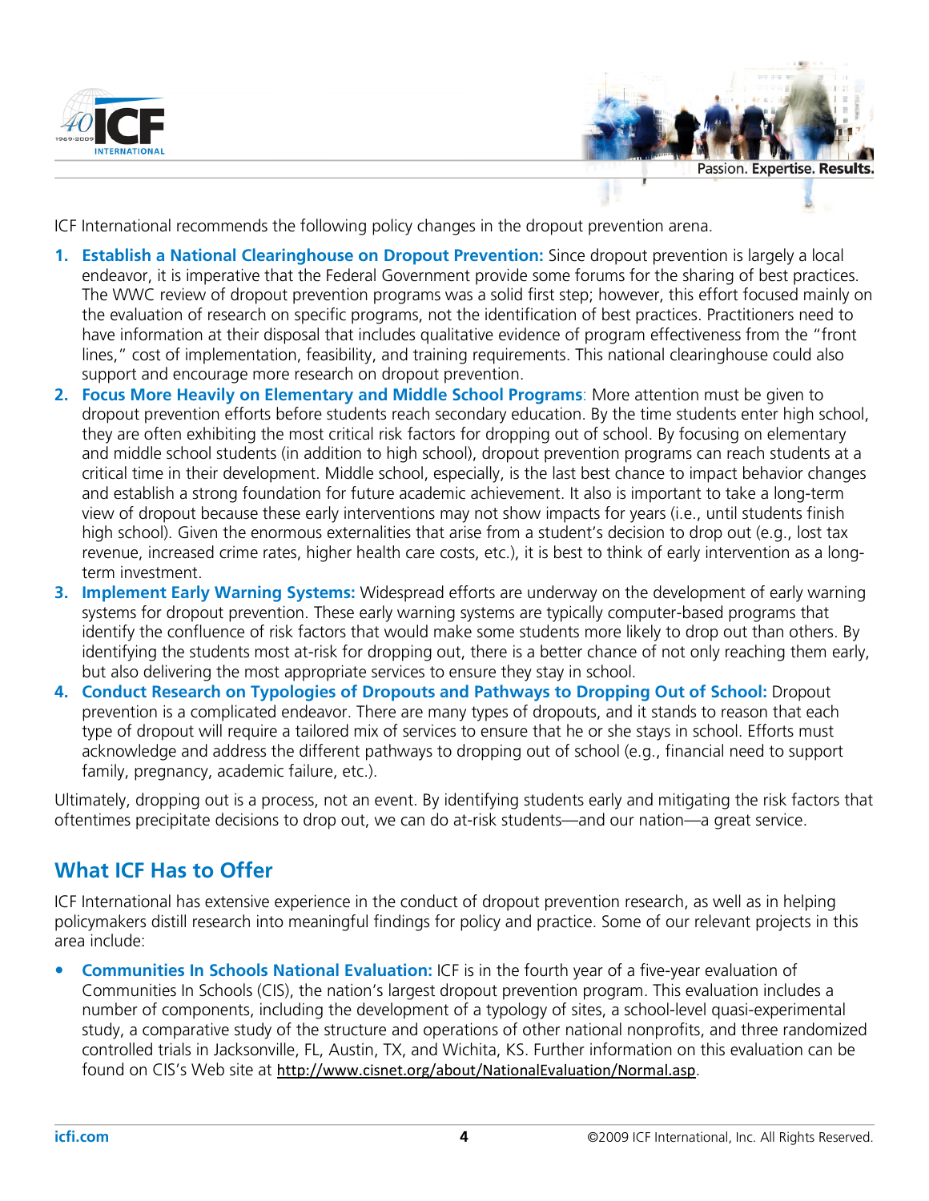ICF International recommends the following policy changes in the dropout prevention arena.

1. **Establish a National Clearinghouse on Dropout Prevention:** Since dropout prevention is largely a local endeavor, it is imperative that the Federal Government provide some forums for the sharing of best practices. The WWC review of dropout prevention programs was a solid first step; however, this effort focused mainly on the evaluation of research on specific programs, not the identification of best practices. Practitioners need to have information at their disposal that includes qualitative evidence of program effectiveness from the "front lines," cost of implementation, feasibility, and training requirements. This national clearinghouse could also support and encourage more research on dropout prevention.
2. **Focus More Heavily on Elementary and Middle School Programs**: More attention must be given to dropout prevention efforts before students reach secondary education. By the time students enter high school, they are often exhibiting the most critical risk factors for dropping out of school. By focusing on elementary and middle school students (in addition to high school), dropout prevention programs can reach students at a critical time in their development. Middle school, especially, is the last best chance to impact behavior changes and establish a strong foundation for future academic achievement. It also is important to take a long-term view of dropout because these early interventions may not show impacts for years (i.e., until students finish high school). Given the enormous externalities that arise from a student's decision to drop out (e.g., lost tax revenue, increased crime rates, higher health care costs, etc.), it is best to think of early intervention as a long-term investment.
3. **Implement Early Warning Systems:** Widespread efforts are underway on the development of early warning systems for dropout prevention. These early warning systems are typically computer-based programs that identify the confluence of risk factors that would make some students more likely to drop out than others. By identifying the students most at-risk for dropping out, there is a better chance of not only reaching them early, but also delivering the most appropriate services to ensure they stay in school.
4. **Conduct Research on Typologies of Dropouts and Pathways to Dropping Out of School:** Dropout prevention is a complicated endeavor. There are many types of dropouts, and it stands to reason that each type of dropout will require a tailored mix of services to ensure that he or she stays in school. Efforts must acknowledge and address the different pathways to dropping out of school (e.g., financial need to support family, pregnancy, academic failure, etc.).

Ultimately, dropping out is a process, not an event. By identifying students early and mitigating the risk factors that oftentimes precipitate decisions to drop out, we can do at-risk students—and our nation—a great service.

## What ICF Has to Offer

ICF International has extensive experience in the conduct of dropout prevention research, as well as in helping policymakers distill research into meaningful findings for policy and practice. Some of our relevant projects in this area include:

- **Communities In Schools National Evaluation:** ICF is in the fourth year of a five-year evaluation of Communities In Schools (CIS), the nation's largest dropout prevention program. This evaluation includes a number of components, including the development of a typology of sites, a school-level quasi-experimental study, a comparative study of the structure and operations of other national nonprofits, and three randomized controlled trials in Jacksonville, FL, Austin, TX, and Wichita, KS. Further information on this evaluation can be found on CIS's Web site at http://www.cisnet.org/about/NationalEvaluation/Normal.asp.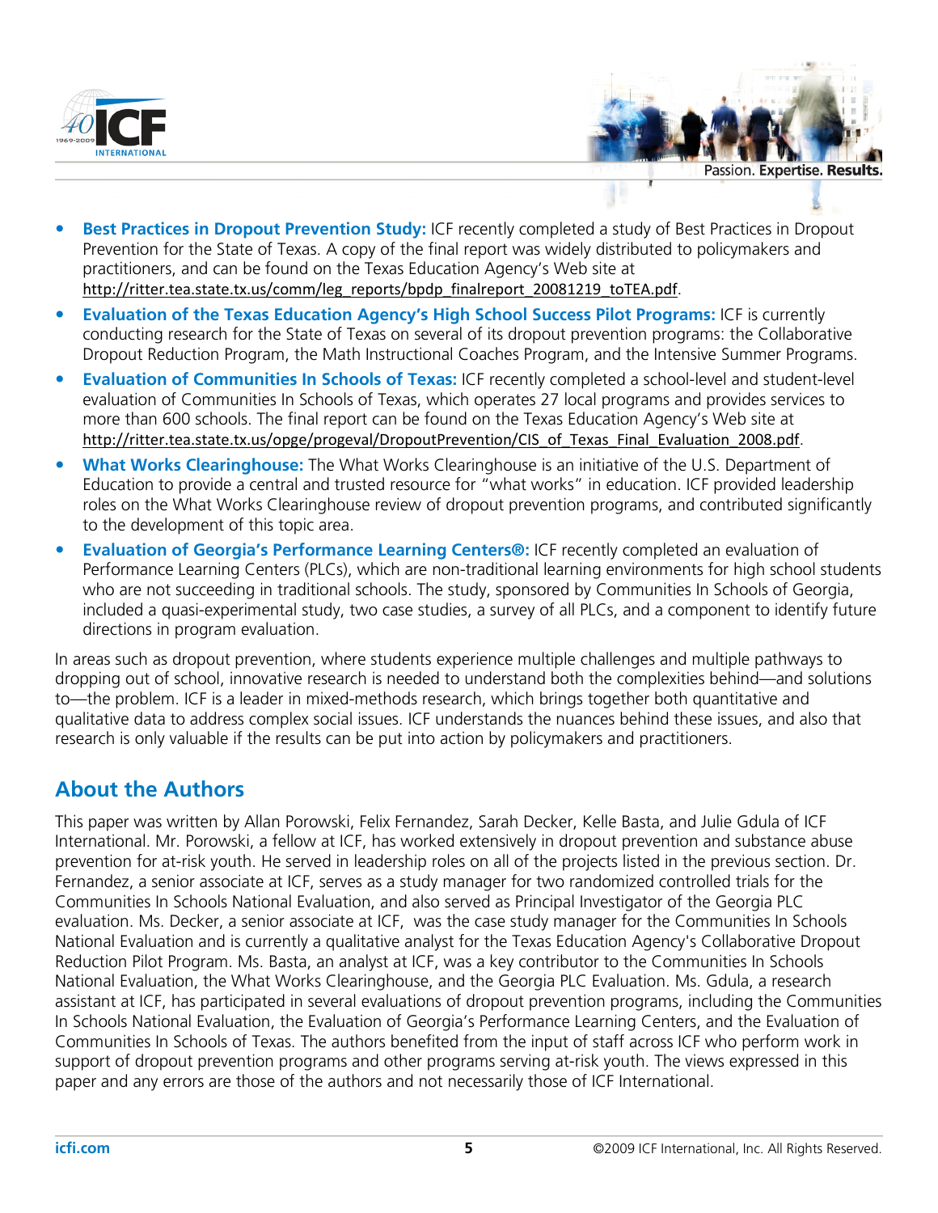- **Best Practices in Dropout Prevention Study:** ICF recently completed a study of Best Practices in Dropout Prevention for the State of Texas. A copy of the final report was widely distributed to policymakers and practitioners, and can be found on the Texas Education Agency's Web site at http://ritter.tea.state.tx.us/comm/leg_reports/bpdp_finalreport_20081219_toTEA.pdf.
- **Evaluation of the Texas Education Agency's High School Success Pilot Programs:** ICF is currently conducting research for the State of Texas on several of its dropout prevention programs: the Collaborative Dropout Reduction Program, the Math Instructional Coaches Program, and the Intensive Summer Programs.
- **Evaluation of Communities In Schools of Texas:** ICF recently completed a school-level and student-level evaluation of Communities In Schools of Texas, which operates 27 local programs and provides services to more than 600 schools. The final report can be found on the Texas Education Agency's Web site at http://ritter.tea.state.tx.us/opge/progeval/DropoutPrevention/CIS_of_Texas_Final_Evaluation_2008.pdf.
- **What Works Clearinghouse:** The What Works Clearinghouse is an initiative of the U.S. Department of Education to provide a central and trusted resource for "what works" in education. ICF provided leadership roles on the What Works Clearinghouse review of dropout prevention programs, and contributed significantly to the development of this topic area.
- **Evaluation of Georgia's Performance Learning Centers®:** ICF recently completed an evaluation of Performance Learning Centers (PLCs), which are non-traditional learning environments for high school students who are not succeeding in traditional schools. The study, sponsored by Communities In Schools of Georgia, included a quasi-experimental study, two case studies, a survey of all PLCs, and a component to identify future directions in program evaluation.

In areas such as dropout prevention, where students experience multiple challenges and multiple pathways to dropping out of school, innovative research is needed to understand both the complexities behind—and solutions to—the problem. ICF is a leader in mixed-methods research, which brings together both quantitative and qualitative data to address complex social issues. ICF understands the nuances behind these issues, and also that research is only valuable if the results can be put into action by policymakers and practitioners.

## About the Authors

This paper was written by Allan Porowski, Felix Fernandez, Sarah Decker, Kelle Basta, and Julie Gdula of ICF International. Mr. Porowski, a fellow at ICF, has worked extensively in dropout prevention and substance abuse prevention for at-risk youth. He served in leadership roles on all of the projects listed in the previous section. Dr. Fernandez, a senior associate at ICF, serves as a study manager for two randomized controlled trials for the Communities In Schools National Evaluation, and also served as Principal Investigator of the Georgia PLC evaluation. Ms. Decker, a senior associate at ICF, was the case study manager for the Communities In Schools National Evaluation and is currently a qualitative analyst for the Texas Education Agency's Collaborative Dropout Reduction Pilot Program. Ms. Basta, an analyst at ICF, was a key contributor to the Communities In Schools National Evaluation, the What Works Clearinghouse, and the Georgia PLC Evaluation. Ms. Gdula, a research assistant at ICF, has participated in several evaluations of dropout prevention programs, including the Communities In Schools National Evaluation, the Evaluation of Georgia's Performance Learning Centers, and the Evaluation of Communities In Schools of Texas. The authors benefited from the input of staff across ICF who perform work in support of dropout prevention programs and other programs serving at-risk youth. The views expressed in this paper and any errors are those of the authors and not necessarily those of ICF International.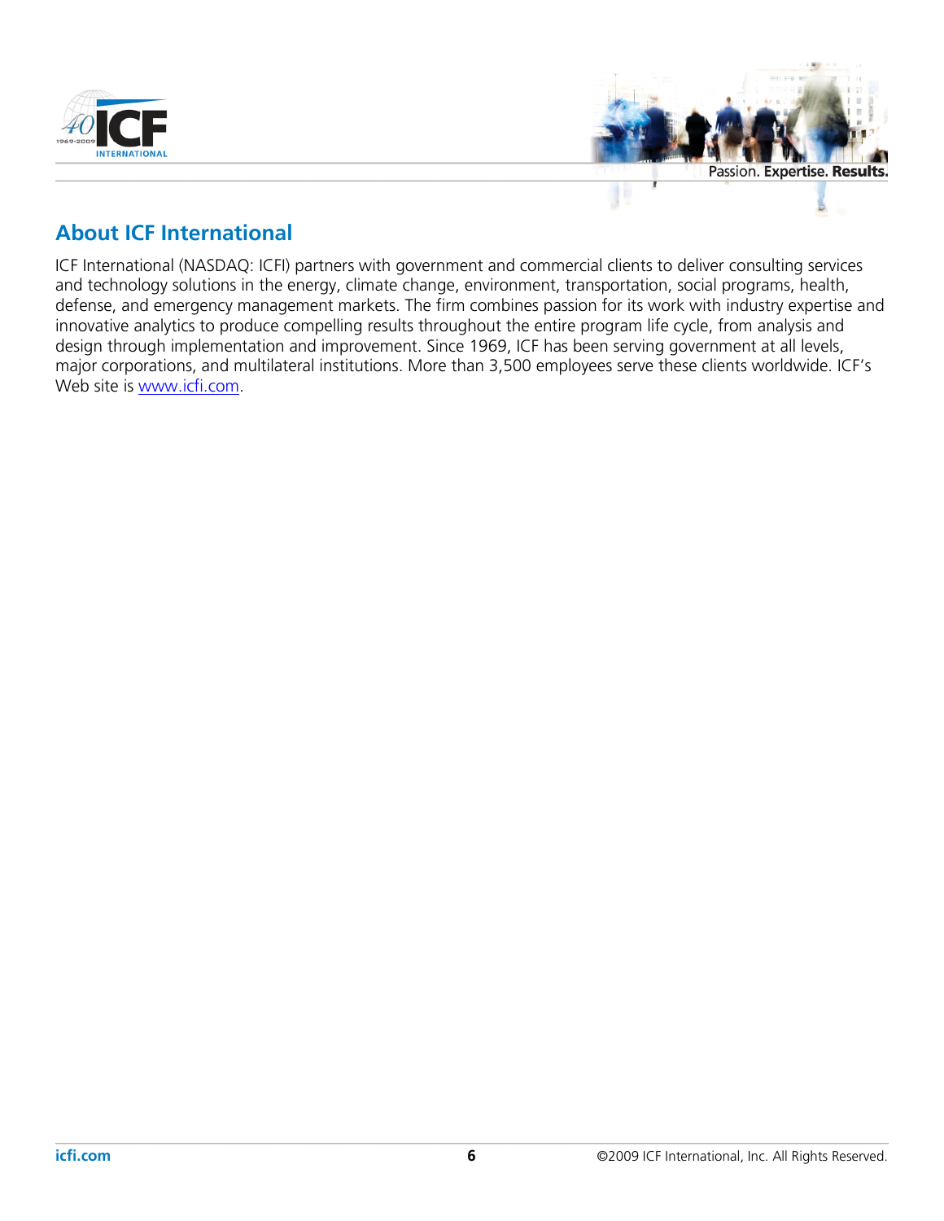## About ICF International

ICF International (NASDAQ: ICFI) partners with government and commercial clients to deliver consulting services and technology solutions in the energy, climate change, environment, transportation, social programs, health, defense, and emergency management markets. The firm combines passion for its work with industry expertise and innovative analytics to produce compelling results throughout the entire program life cycle, from analysis and design through implementation and improvement. Since 1969, ICF has been serving government at all levels, major corporations, and multilateral institutions. More than 3,500 employees serve these clients worldwide. ICF's Web site is www.icfi.com.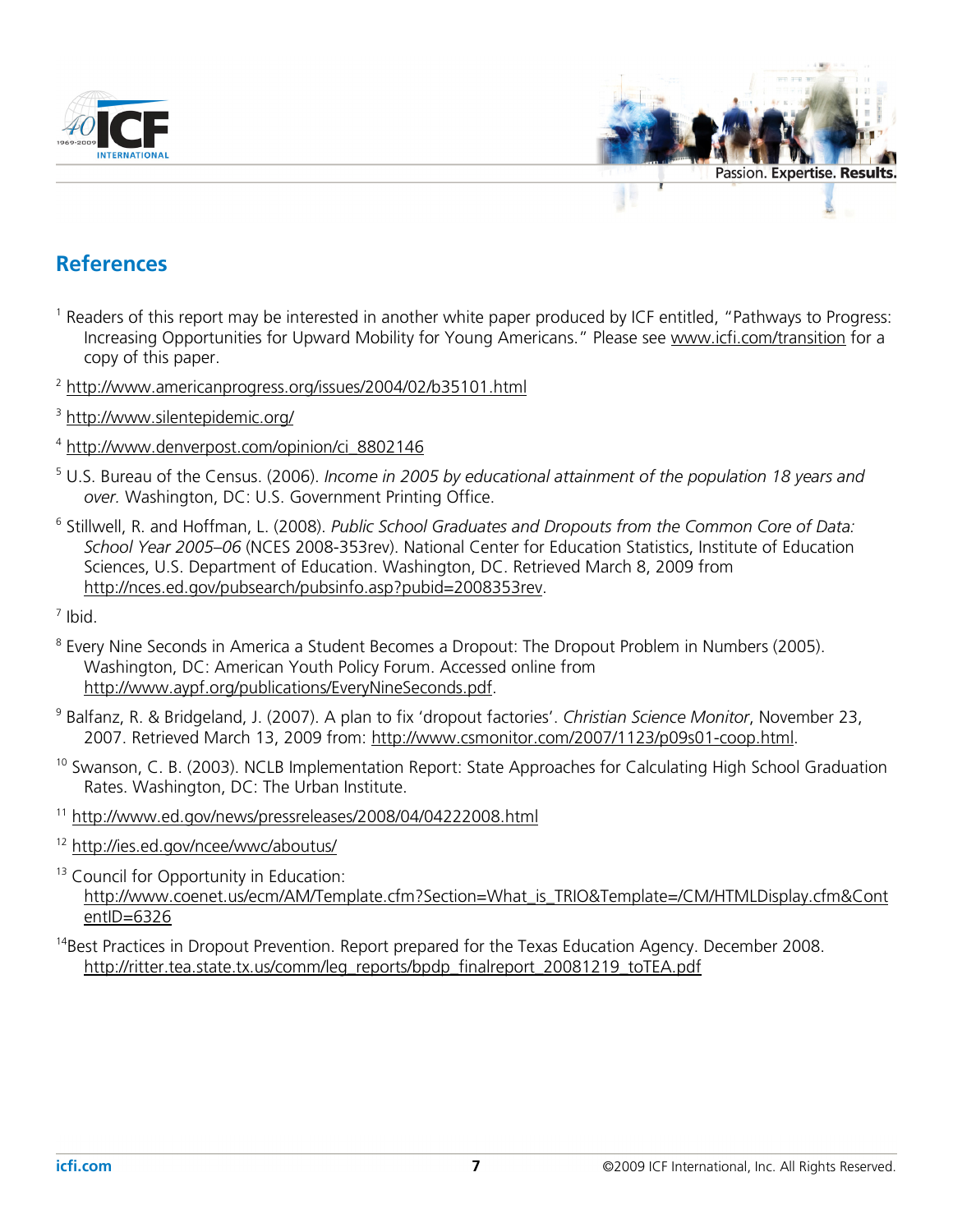## References

[1] Readers of this report may be interested in another white paper produced by ICF entitled, "Pathways to Progress: Increasing Opportunities for Upward Mobility for Young Americans." Please see www.icfi.com/transition for a copy of this paper.

[2] http://www.americanprogress.org/issues/2004/02/b35101.html

[3] http://www.silentepidemic.org/

[4] http://www.denverpost.com/opinion/ci_8802146

[5] U.S. Bureau of the Census. (2006). *Income in 2005 by educational attainment of the population 18 years and over.* Washington, DC: U.S. Government Printing Office.

[6] Stillwell, R. and Hoffman, L. (2008). *Public School Graduates and Dropouts from the Common Core of Data: School Year 2005–06* (NCES 2008-353rev). National Center for Education Statistics, Institute of Education Sciences, U.S. Department of Education. Washington, DC. Retrieved March 8, 2009 from http://nces.ed.gov/pubsearch/pubsinfo.asp?pubid=2008353rev.

[7] Ibid.

[8] Every Nine Seconds in America a Student Becomes a Dropout: The Dropout Problem in Numbers (2005). Washington, DC: American Youth Policy Forum. Accessed online from http://www.aypf.org/publications/EveryNineSeconds.pdf.

[9] Balfanz, R. & Bridgeland, J. (2007). A plan to fix 'dropout factories'. *Christian Science Monitor*, November 23, 2007. Retrieved March 13, 2009 from: http://www.csmonitor.com/2007/1123/p09s01-coop.html.

[10] Swanson, C. B. (2003). NCLB Implementation Report: State Approaches for Calculating High School Graduation Rates. Washington, DC: The Urban Institute.

[11] http://www.ed.gov/news/pressreleases/2008/04/04222008.html

[12] http://ies.ed.gov/ncee/wwc/aboutus/

[13] Council for Opportunity in Education: http://www.coenet.us/ecm/AM/Template.cfm?Section=What_is_TRIO&Template=/CM/HTMLDisplay.cfm&ContentID=6326

[14] Best Practices in Dropout Prevention. Report prepared for the Texas Education Agency. December 2008. http://ritter.tea.state.tx.us/comm/leg_reports/bpdp_finalreport_20081219_toTEA.pdf